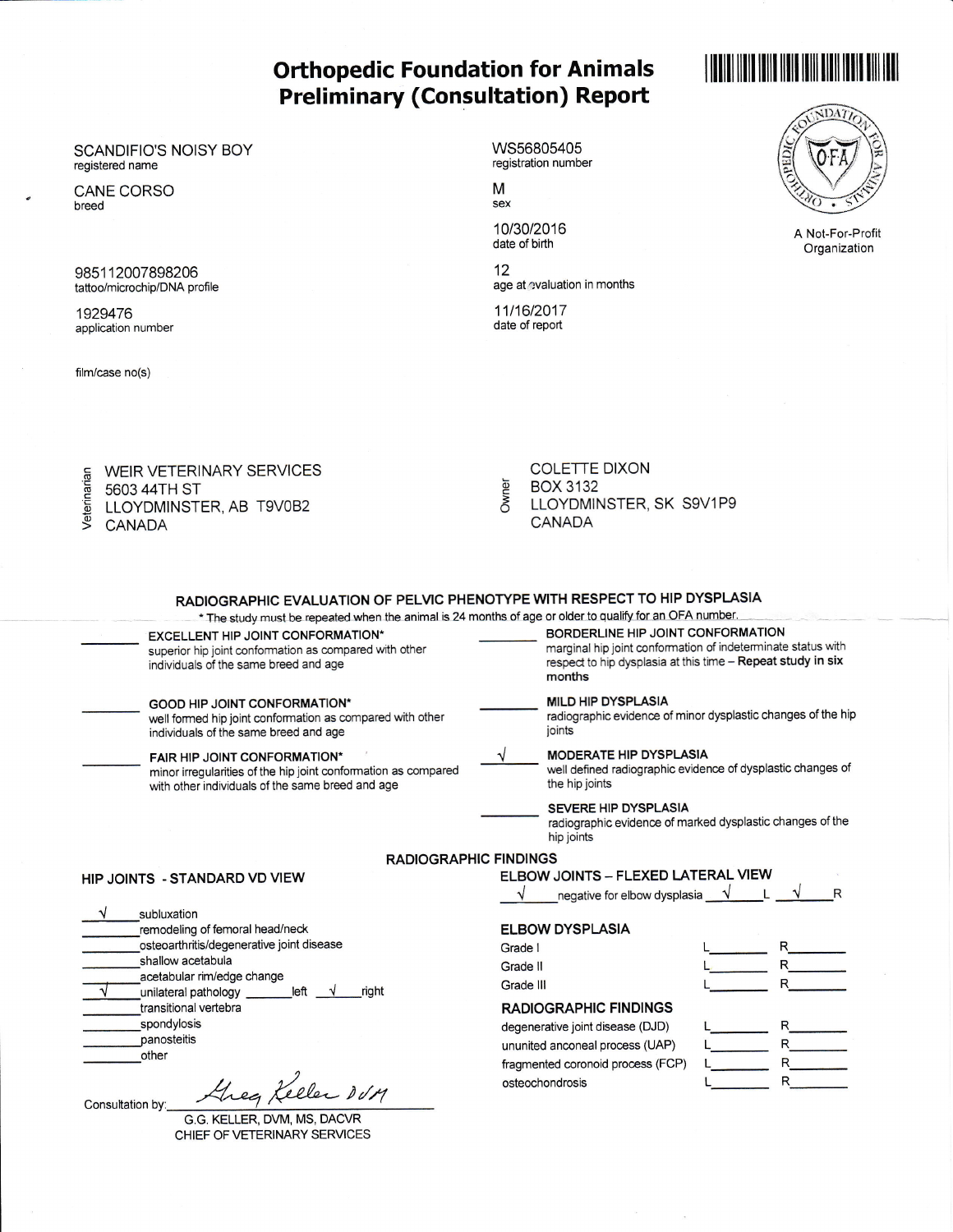# Orthopedic Foundation for Animals
## Preliminary (Consultation) Report

A Not-For-Profit Organization

SCANDIFIO'S NOISY BOY
registered name

CANE CORSO
breed

985112007898206
tattoo/microchip/DNA profile

1929476
application number

film/case no(s)

WS56805405
registration number

M
sex

10/30/2016
date of birth

12
age at evaluation in months

11/16/2017
date of report

**Veterinarian**
WEIR VETERINARY SERVICES
5603 44TH ST
LLOYDMINSTER, AB T9V0B2
CANADA

**Owner**
COLETTE DIXON
BOX 3132
LLOYDMINSTER, SK S9V1P9
CANADA

### RADIOGRAPHIC EVALUATION OF PELVIC PHENOTYPE WITH RESPECT TO HIP DYSPLASIA

* The study must be repeated when the animal is 24 months of age or older to qualify for an OFA number.

- ____ **EXCELLENT HIP JOINT CONFORMATION*** superior hip joint conformation as compared with other individuals of the same breed and age
- ____ **GOOD HIP JOINT CONFORMATION*** well formed hip joint conformation as compared with other individuals of the same breed and age
- ____ **FAIR HIP JOINT CONFORMATION*** minor irregularities of the hip joint conformation as compared with other individuals of the same breed and age
- ____ **BORDERLINE HIP JOINT CONFORMATION** marginal hip joint conformation of indeterminate status with respect to hip dysplasia at this time – **Repeat study in six months**
- ____ **MILD HIP DYSPLASIA** radiographic evidence of minor dysplastic changes of the hip joints
- √ **MODERATE HIP DYSPLASIA** well defined radiographic evidence of dysplastic changes of the hip joints
- ____ **SEVERE HIP DYSPLASIA** radiographic evidence of marked dysplastic changes of the hip joints

### RADIOGRAPHIC FINDINGS

#### HIP JOINTS - STANDARD VD VIEW

- √ subluxation
- ____ remodeling of femoral head/neck
- ____ osteoarthritis/degenerative joint disease
- ____ shallow acetabula
- ____ acetabular rim/edge change
- √ unilateral pathology ____ left √ right
- ____ transitional vertebra
- ____ spondylosis
- ____ panosteitis
- ____ other

#### ELBOW JOINTS – FLEXED LATERAL VIEW

√ negative for elbow dysplasia √ L √ R

| ELBOW DYSPLASIA | L | R |
|---|---|---|
| Grade I | | |
| Grade II | | |
| Grade III | | |

| RADIOGRAPHIC FINDINGS | L | R |
|---|---|---|
| degenerative joint disease (DJD) | | |
| ununited anconeal process (UAP) | | |
| fragmented coronoid process (FCP) | | |
| osteochondrosis | | |

Consultation by: *Greg Keller DVM*

G.G. KELLER, DVM, MS, DACVR
CHIEF OF VETERINARY SERVICES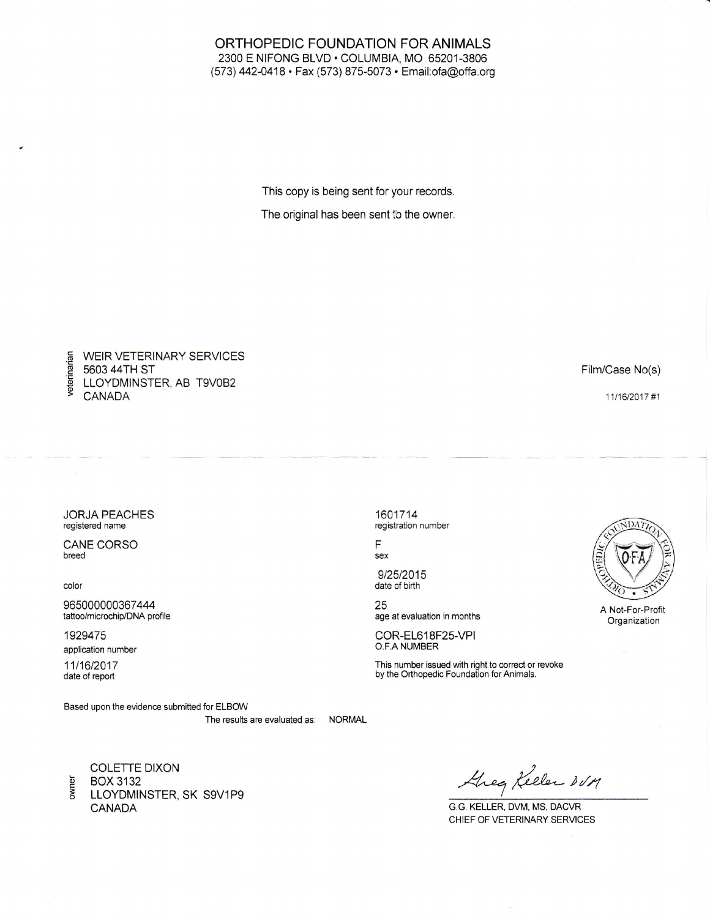# ORTHOPEDIC FOUNDATION FOR ANIMALS

2300 E NIFONG BLVD • COLUMBIA, MO 65201-3806
(573) 442-0418 • Fax (573) 875-5073 • Email:ofa@offa.org

This copy is being sent for your records.

The original has been sent to the owner.

veterinarian
WEIR VETERINARY SERVICES
5603 44TH ST
LLOYDMINSTER, AB T9V0B2
CANADA

Film/Case No(s)

11/16/2017 #1

---

JORJA PEACHES
registered name

CANE CORSO
breed

color

965000000367444
tattoo/microchip/DNA profile

1929475
application number

11/16/2017
date of report

1601714
registration number

F
sex

9/25/2015
date of birth

25
age at evaluation in months

COR-EL618F25-VPI
O.F.A NUMBER

This number issued with right to correct or revoke by the Orthopedic Foundation for Animals.

ORTHOPEDIC FOUNDATION FOR ANIMALS — OFA

A Not-For-Profit Organization

Based upon the evidence submitted for ELBOW

The results are evaluated as: NORMAL

owner
COLETTE DIXON
BOX 3132
LLOYDMINSTER, SK S9V1P9
CANADA

Greg Keller DVM

G.G. KELLER, DVM, MS, DACVR
CHIEF OF VETERINARY SERVICES